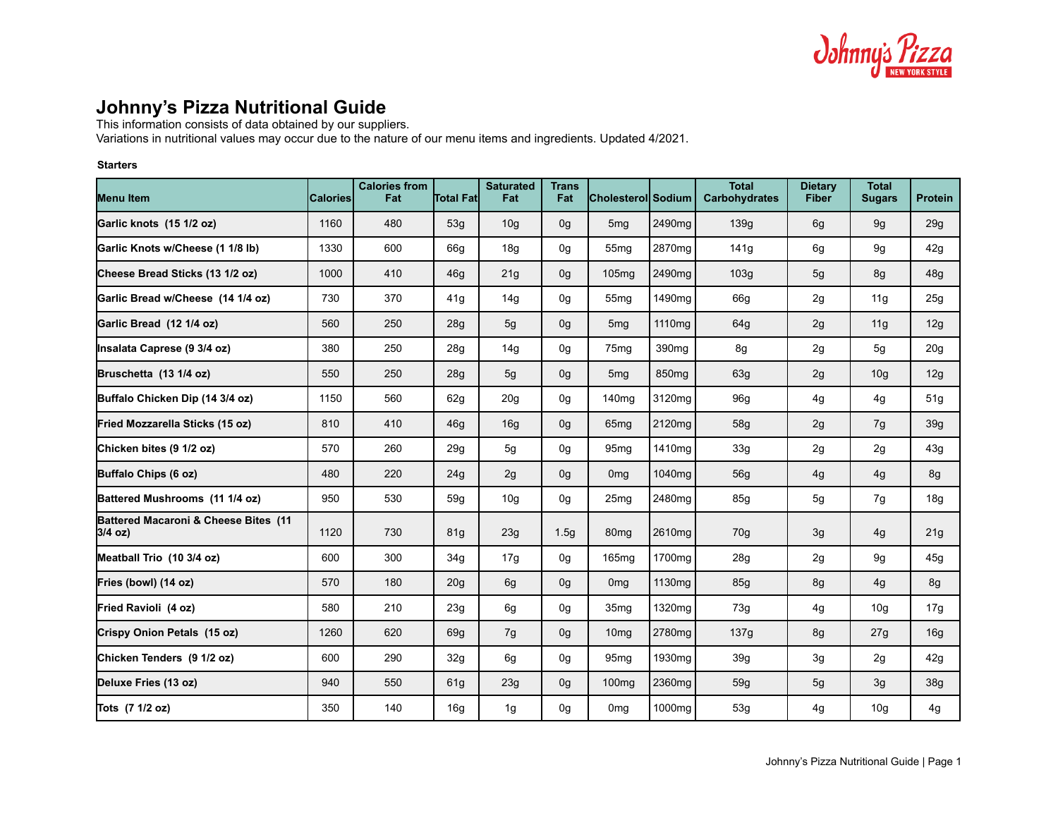# Johnny's Pizza Nutritional Guide

This information consists of data obtained by our suppliers.
Variations in nutritional values may occur due to the nature of our menu items and ingredients. Updated 4/2021.

**Starters**

| Menu Item | Calories | Calories from Fat | Total Fat | Saturated Fat | Trans Fat | Cholesterol | Sodium | Total Carbohydrates | Dietary Fiber | Total Sugars | Protein |
|---|---|---|---|---|---|---|---|---|---|---|---|
| Garlic knots (15 1/2 oz) | 1160 | 480 | 53g | 10g | 0g | 5mg | 2490mg | 139g | 6g | 9g | 29g |
| Garlic Knots w/Cheese (1 1/8 lb) | 1330 | 600 | 66g | 18g | 0g | 55mg | 2870mg | 141g | 6g | 9g | 42g |
| Cheese Bread Sticks (13 1/2 oz) | 1000 | 410 | 46g | 21g | 0g | 105mg | 2490mg | 103g | 5g | 8g | 48g |
| Garlic Bread w/Cheese (14 1/4 oz) | 730 | 370 | 41g | 14g | 0g | 55mg | 1490mg | 66g | 2g | 11g | 25g |
| Garlic Bread (12 1/4 oz) | 560 | 250 | 28g | 5g | 0g | 5mg | 1110mg | 64g | 2g | 11g | 12g |
| Insalata Caprese (9 3/4 oz) | 380 | 250 | 28g | 14g | 0g | 75mg | 390mg | 8g | 2g | 5g | 20g |
| Bruschetta (13 1/4 oz) | 550 | 250 | 28g | 5g | 0g | 5mg | 850mg | 63g | 2g | 10g | 12g |
| Buffalo Chicken Dip (14 3/4 oz) | 1150 | 560 | 62g | 20g | 0g | 140mg | 3120mg | 96g | 4g | 4g | 51g |
| Fried Mozzarella Sticks (15 oz) | 810 | 410 | 46g | 16g | 0g | 65mg | 2120mg | 58g | 2g | 7g | 39g |
| Chicken bites (9 1/2 oz) | 570 | 260 | 29g | 5g | 0g | 95mg | 1410mg | 33g | 2g | 2g | 43g |
| Buffalo Chips (6 oz) | 480 | 220 | 24g | 2g | 0g | 0mg | 1040mg | 56g | 4g | 4g | 8g |
| Battered Mushrooms (11 1/4 oz) | 950 | 530 | 59g | 10g | 0g | 25mg | 2480mg | 85g | 5g | 7g | 18g |
| Battered Macaroni & Cheese Bites (11 3/4 oz) | 1120 | 730 | 81g | 23g | 1.5g | 80mg | 2610mg | 70g | 3g | 4g | 21g |
| Meatball Trio (10 3/4 oz) | 600 | 300 | 34g | 17g | 0g | 165mg | 1700mg | 28g | 2g | 9g | 45g |
| Fries (bowl) (14 oz) | 570 | 180 | 20g | 6g | 0g | 0mg | 1130mg | 85g | 8g | 4g | 8g |
| Fried Ravioli (4 oz) | 580 | 210 | 23g | 6g | 0g | 35mg | 1320mg | 73g | 4g | 10g | 17g |
| Crispy Onion Petals (15 oz) | 1260 | 620 | 69g | 7g | 0g | 10mg | 2780mg | 137g | 8g | 27g | 16g |
| Chicken Tenders (9 1/2 oz) | 600 | 290 | 32g | 6g | 0g | 95mg | 1930mg | 39g | 3g | 2g | 42g |
| Deluxe Fries (13 oz) | 940 | 550 | 61g | 23g | 0g | 100mg | 2360mg | 59g | 5g | 3g | 38g |
| Tots (7 1/2 oz) | 350 | 140 | 16g | 1g | 0g | 0mg | 1000mg | 53g | 4g | 10g | 4g |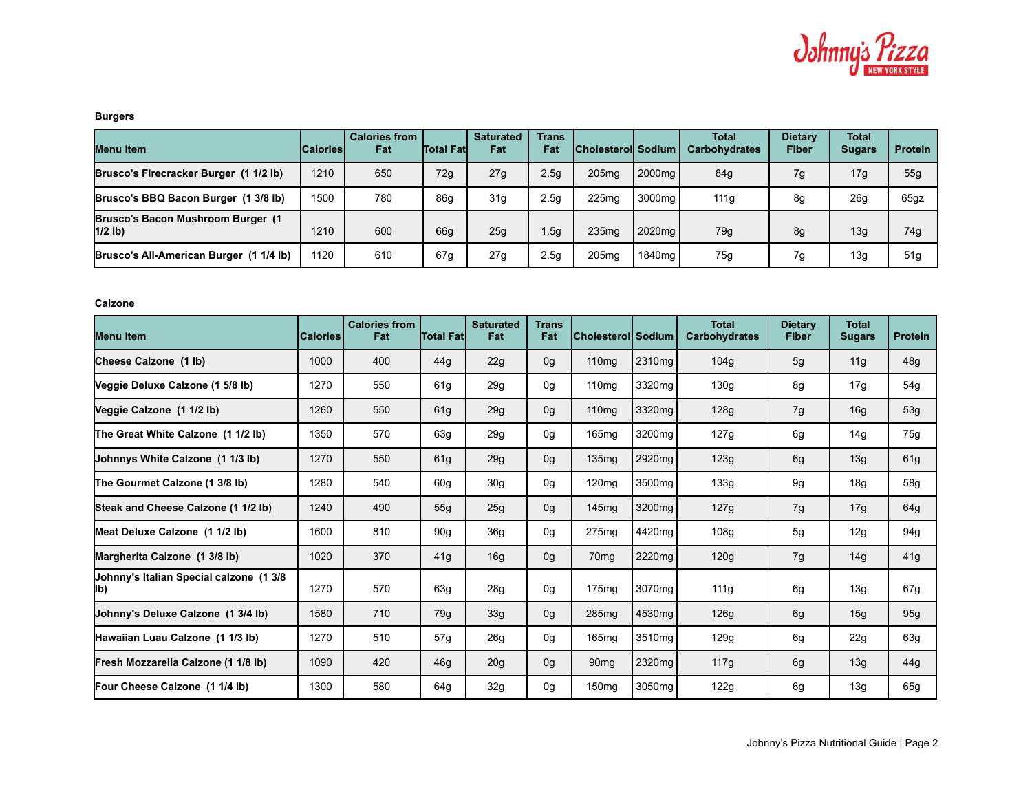### Burgers

| Menu Item | Calories | Calories from Fat | Total Fat | Saturated Fat | Trans Fat | Cholesterol | Sodium | Total Carbohydrates | Dietary Fiber | Total Sugars | Protein |
|---|---|---|---|---|---|---|---|---|---|---|---|
| **Brusco's Firecracker Burger (1 1/2 lb)** | 1210 | 650 | 72g | 27g | 2.5g | 205mg | 2000mg | 84g | 7g | 17g | 55g |
| **Brusco's BBQ Bacon Burger (1 3/8 lb)** | 1500 | 780 | 86g | 31g | 2.5g | 225mg | 3000mg | 111g | 8g | 26g | 65gz |
| **Brusco's Bacon Mushroom Burger (1 1/2 lb)** | 1210 | 600 | 66g | 25g | 1.5g | 235mg | 2020mg | 79g | 8g | 13g | 74g |
| **Brusco's All-American Burger (1 1/4 lb)** | 1120 | 610 | 67g | 27g | 2.5g | 205mg | 1840mg | 75g | 7g | 13g | 51g |

### Calzone

| Menu Item | Calories | Calories from Fat | Total Fat | Saturated Fat | Trans Fat | Cholesterol | Sodium | Total Carbohydrates | Dietary Fiber | Total Sugars | Protein |
|---|---|---|---|---|---|---|---|---|---|---|---|
| **Cheese Calzone (1 lb)** | 1000 | 400 | 44g | 22g | 0g | 110mg | 2310mg | 104g | 5g | 11g | 48g |
| **Veggie Deluxe Calzone (1 5/8 lb)** | 1270 | 550 | 61g | 29g | 0g | 110mg | 3320mg | 130g | 8g | 17g | 54g |
| **Veggie Calzone (1 1/2 lb)** | 1260 | 550 | 61g | 29g | 0g | 110mg | 3320mg | 128g | 7g | 16g | 53g |
| **The Great White Calzone (1 1/2 lb)** | 1350 | 570 | 63g | 29g | 0g | 165mg | 3200mg | 127g | 6g | 14g | 75g |
| **Johnnys White Calzone (1 1/3 lb)** | 1270 | 550 | 61g | 29g | 0g | 135mg | 2920mg | 123g | 6g | 13g | 61g |
| **The Gourmet Calzone (1 3/8 lb)** | 1280 | 540 | 60g | 30g | 0g | 120mg | 3500mg | 133g | 9g | 18g | 58g |
| **Steak and Cheese Calzone (1 1/2 lb)** | 1240 | 490 | 55g | 25g | 0g | 145mg | 3200mg | 127g | 7g | 17g | 64g |
| **Meat Deluxe Calzone (1 1/2 lb)** | 1600 | 810 | 90g | 36g | 0g | 275mg | 4420mg | 108g | 5g | 12g | 94g |
| **Margherita Calzone (1 3/8 lb)** | 1020 | 370 | 41g | 16g | 0g | 70mg | 2220mg | 120g | 7g | 14g | 41g |
| **Johnny's Italian Special calzone (1 3/8 lb)** | 1270 | 570 | 63g | 28g | 0g | 175mg | 3070mg | 111g | 6g | 13g | 67g |
| **Johnny's Deluxe Calzone (1 3/4 lb)** | 1580 | 710 | 79g | 33g | 0g | 285mg | 4530mg | 126g | 6g | 15g | 95g |
| **Hawaiian Luau Calzone (1 1/3 lb)** | 1270 | 510 | 57g | 26g | 0g | 165mg | 3510mg | 129g | 6g | 22g | 63g |
| **Fresh Mozzarella Calzone (1 1/8 lb)** | 1090 | 420 | 46g | 20g | 0g | 90mg | 2320mg | 117g | 6g | 13g | 44g |
| **Four Cheese Calzone (1 1/4 lb)** | 1300 | 580 | 64g | 32g | 0g | 150mg | 3050mg | 122g | 6g | 13g | 65g |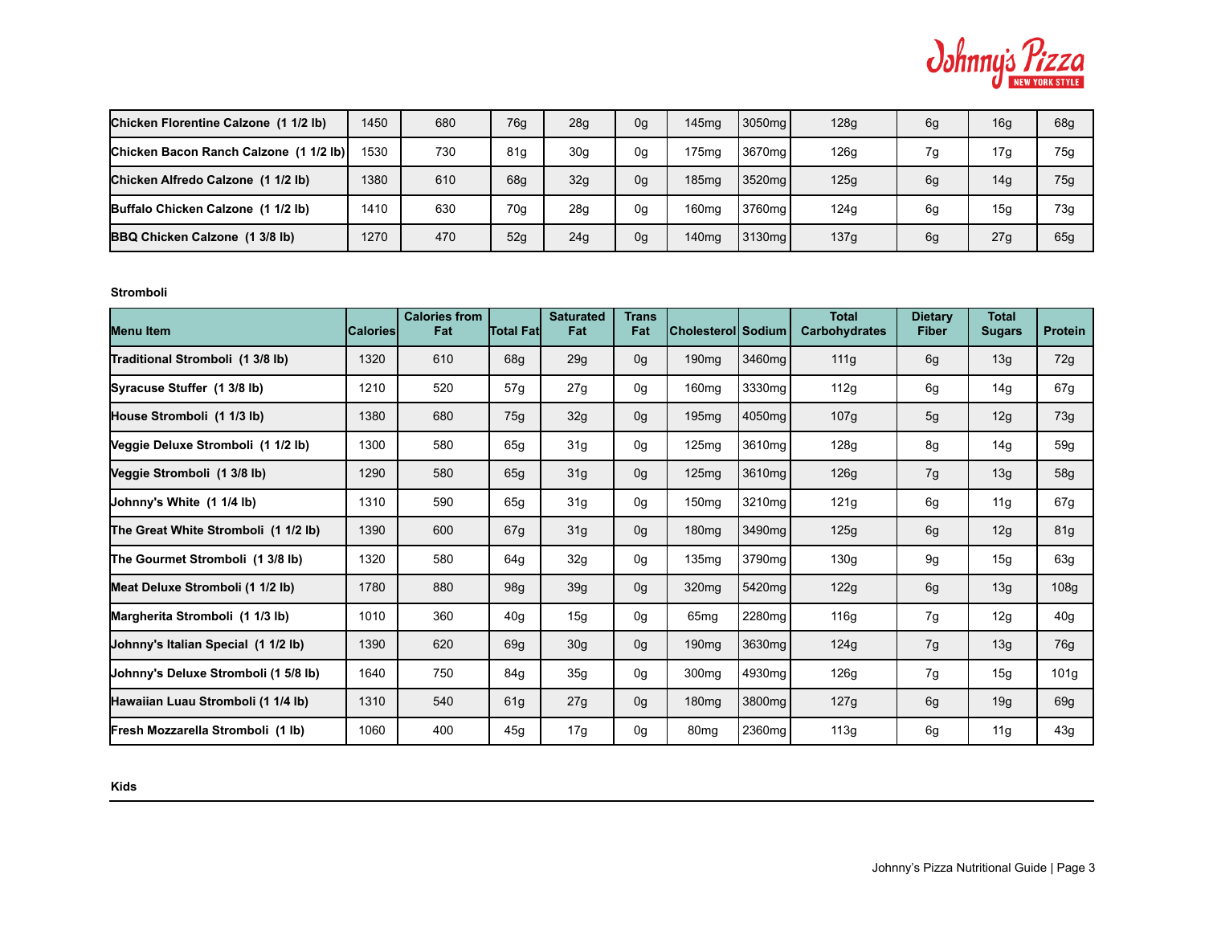| Menu Item | Calories | Calories from Fat | Total Fat | Saturated Fat | Trans Fat | Cholesterol | Sodium | Total Carbohydrates | Dietary Fiber | Total Sugars | Protein |
|---|---|---|---|---|---|---|---|---|---|---|---|
| **Chicken Florentine Calzone (1 1/2 lb)** | 1450 | 680 | 76g | 28g | 0g | 145mg | 3050mg | 128g | 6g | 16g | 68g |
| **Chicken Bacon Ranch Calzone (1 1/2 lb)** | 1530 | 730 | 81g | 30g | 0g | 175mg | 3670mg | 126g | 7g | 17g | 75g |
| **Chicken Alfredo Calzone (1 1/2 lb)** | 1380 | 610 | 68g | 32g | 0g | 185mg | 3520mg | 125g | 6g | 14g | 75g |
| **Buffalo Chicken Calzone (1 1/2 lb)** | 1410 | 630 | 70g | 28g | 0g | 160mg | 3760mg | 124g | 6g | 15g | 73g |
| **BBQ Chicken Calzone (1 3/8 lb)** | 1270 | 470 | 52g | 24g | 0g | 140mg | 3130mg | 137g | 6g | 27g | 65g |

**Stromboli**

| Menu Item | Calories | Calories from Fat | Total Fat | Saturated Fat | Trans Fat | Cholesterol | Sodium | Total Carbohydrates | Dietary Fiber | Total Sugars | Protein |
|---|---|---|---|---|---|---|---|---|---|---|---|
| **Traditional Stromboli (1 3/8 lb)** | 1320 | 610 | 68g | 29g | 0g | 190mg | 3460mg | 111g | 6g | 13g | 72g |
| **Syracuse Stuffer (1 3/8 lb)** | 1210 | 520 | 57g | 27g | 0g | 160mg | 3330mg | 112g | 6g | 14g | 67g |
| **House Stromboli (1 1/3 lb)** | 1380 | 680 | 75g | 32g | 0g | 195mg | 4050mg | 107g | 5g | 12g | 73g |
| **Veggie Deluxe Stromboli (1 1/2 lb)** | 1300 | 580 | 65g | 31g | 0g | 125mg | 3610mg | 128g | 8g | 14g | 59g |
| **Veggie Stromboli (1 3/8 lb)** | 1290 | 580 | 65g | 31g | 0g | 125mg | 3610mg | 126g | 7g | 13g | 58g |
| **Johnny's White (1 1/4 lb)** | 1310 | 590 | 65g | 31g | 0g | 150mg | 3210mg | 121g | 6g | 11g | 67g |
| **The Great White Stromboli (1 1/2 lb)** | 1390 | 600 | 67g | 31g | 0g | 180mg | 3490mg | 125g | 6g | 12g | 81g |
| **The Gourmet Stromboli (1 3/8 lb)** | 1320 | 580 | 64g | 32g | 0g | 135mg | 3790mg | 130g | 9g | 15g | 63g |
| **Meat Deluxe Stromboli (1 1/2 lb)** | 1780 | 880 | 98g | 39g | 0g | 320mg | 5420mg | 122g | 6g | 13g | 108g |
| **Margherita Stromboli (1 1/3 lb)** | 1010 | 360 | 40g | 15g | 0g | 65mg | 2280mg | 116g | 7g | 12g | 40g |
| **Johnny's Italian Special (1 1/2 lb)** | 1390 | 620 | 69g | 30g | 0g | 190mg | 3630mg | 124g | 7g | 13g | 76g |
| **Johnny's Deluxe Stromboli (1 5/8 lb)** | 1640 | 750 | 84g | 35g | 0g | 300mg | 4930mg | 126g | 7g | 15g | 101g |
| **Hawaiian Luau Stromboli (1 1/4 lb)** | 1310 | 540 | 61g | 27g | 0g | 180mg | 3800mg | 127g | 6g | 19g | 69g |
| **Fresh Mozzarella Stromboli (1 lb)** | 1060 | 400 | 45g | 17g | 0g | 80mg | 2360mg | 113g | 6g | 11g | 43g |

**Kids**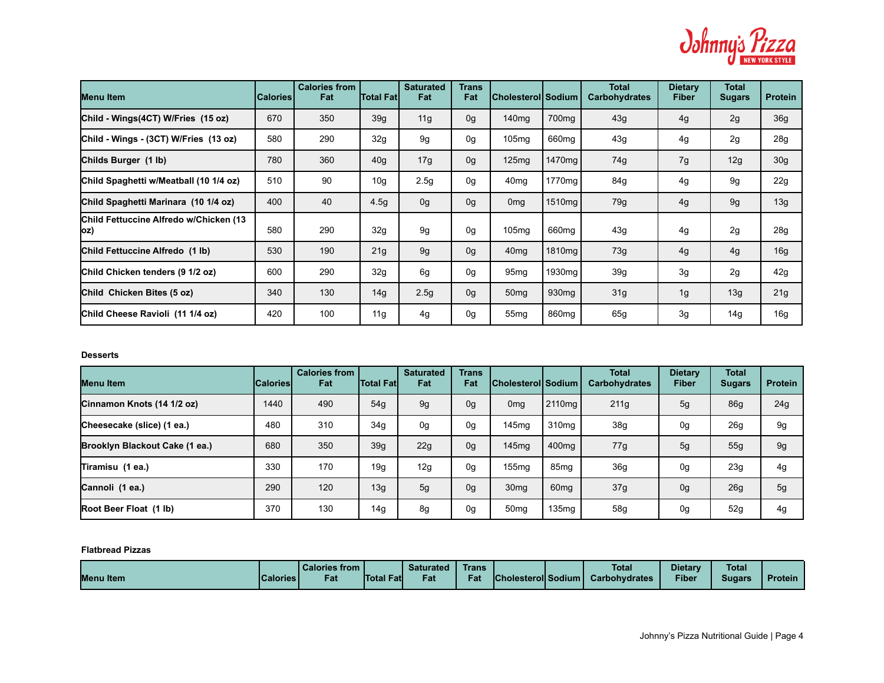| Menu Item | Calories | Calories from Fat | Total Fat | Saturated Fat | Trans Fat | Cholesterol | Sodium | Total Carbohydrates | Dietary Fiber | Total Sugars | Protein |
|---|---|---|---|---|---|---|---|---|---|---|---|
| **Child - Wings(4CT) W/Fries (15 oz)** | 670 | 350 | 39g | 11g | 0g | 140mg | 700mg | 43g | 4g | 2g | 36g |
| **Child - Wings - (3CT) W/Fries (13 oz)** | 580 | 290 | 32g | 9g | 0g | 105mg | 660mg | 43g | 4g | 2g | 28g |
| **Childs Burger (1 lb)** | 780 | 360 | 40g | 17g | 0g | 125mg | 1470mg | 74g | 7g | 12g | 30g |
| **Child Spaghetti w/Meatball (10 1/4 oz)** | 510 | 90 | 10g | 2.5g | 0g | 40mg | 1770mg | 84g | 4g | 9g | 22g |
| **Child Spaghetti Marinara (10 1/4 oz)** | 400 | 40 | 4.5g | 0g | 0g | 0mg | 1510mg | 79g | 4g | 9g | 13g |
| **Child Fettuccine Alfredo w/Chicken (13 oz)** | 580 | 290 | 32g | 9g | 0g | 105mg | 660mg | 43g | 4g | 2g | 28g |
| **Child Fettuccine Alfredo (1 lb)** | 530 | 190 | 21g | 9g | 0g | 40mg | 1810mg | 73g | 4g | 4g | 16g |
| **Child Chicken tenders (9 1/2 oz)** | 600 | 290 | 32g | 6g | 0g | 95mg | 1930mg | 39g | 3g | 2g | 42g |
| **Child Chicken Bites (5 oz)** | 340 | 130 | 14g | 2.5g | 0g | 50mg | 930mg | 31g | 1g | 13g | 21g |
| **Child Cheese Ravioli (11 1/4 oz)** | 420 | 100 | 11g | 4g | 0g | 55mg | 860mg | 65g | 3g | 14g | 16g |

**Desserts**

| Menu Item | Calories | Calories from Fat | Total Fat | Saturated Fat | Trans Fat | Cholesterol | Sodium | Total Carbohydrates | Dietary Fiber | Total Sugars | Protein |
|---|---|---|---|---|---|---|---|---|---|---|---|
| **Cinnamon Knots (14 1/2 oz)** | 1440 | 490 | 54g | 9g | 0g | 0mg | 2110mg | 211g | 5g | 86g | 24g |
| **Cheesecake (slice) (1 ea.)** | 480 | 310 | 34g | 0g | 0g | 145mg | 310mg | 38g | 0g | 26g | 9g |
| **Brooklyn Blackout Cake (1 ea.)** | 680 | 350 | 39g | 22g | 0g | 145mg | 400mg | 77g | 5g | 55g | 9g |
| **Tiramisu (1 ea.)** | 330 | 170 | 19g | 12g | 0g | 155mg | 85mg | 36g | 0g | 23g | 4g |
| **Cannoli (1 ea.)** | 290 | 120 | 13g | 5g | 0g | 30mg | 60mg | 37g | 0g | 26g | 5g |
| **Root Beer Float (1 lb)** | 370 | 130 | 14g | 8g | 0g | 50mg | 135mg | 58g | 0g | 52g | 4g |

**Flatbread Pizzas**

| Menu Item | Calories | Calories from Fat | Total Fat | Saturated Fat | Trans Fat | Cholesterol | Sodium | Total Carbohydrates | Dietary Fiber | Total Sugars | Protein |
|---|---|---|---|---|---|---|---|---|---|---|---|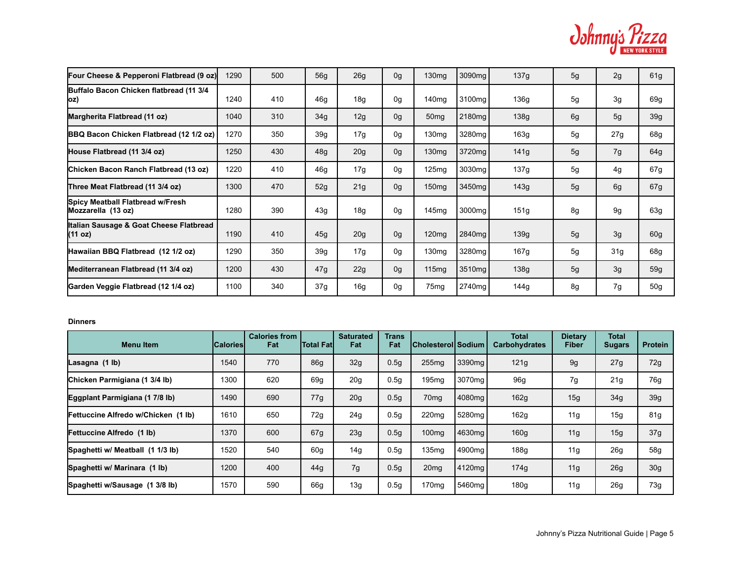| | | | | | | | | | | | |
|---|---|---|---|---|---|---|---|---|---|---|---|
| **Four Cheese & Pepperoni Flatbread (9 oz)** | 1290 | 500 | 56g | 26g | 0g | 130mg | 3090mg | 137g | 5g | 2g | 61g |
| **Buffalo Bacon Chicken flatbread (11 3/4 oz)** | 1240 | 410 | 46g | 18g | 0g | 140mg | 3100mg | 136g | 5g | 3g | 69g |
| **Margherita Flatbread (11 oz)** | 1040 | 310 | 34g | 12g | 0g | 50mg | 2180mg | 138g | 6g | 5g | 39g |
| **BBQ Bacon Chicken Flatbread (12 1/2 oz)** | 1270 | 350 | 39g | 17g | 0g | 130mg | 3280mg | 163g | 5g | 27g | 68g |
| **House Flatbread (11 3/4 oz)** | 1250 | 430 | 48g | 20g | 0g | 130mg | 3720mg | 141g | 5g | 7g | 64g |
| **Chicken Bacon Ranch Flatbread (13 oz)** | 1220 | 410 | 46g | 17g | 0g | 125mg | 3030mg | 137g | 5g | 4g | 67g |
| **Three Meat Flatbread (11 3/4 oz)** | 1300 | 470 | 52g | 21g | 0g | 150mg | 3450mg | 143g | 5g | 6g | 67g |
| **Spicy Meatball Flatbread w/Fresh Mozzarella (13 oz)** | 1280 | 390 | 43g | 18g | 0g | 145mg | 3000mg | 151g | 8g | 9g | 63g |
| **Italian Sausage & Goat Cheese Flatbread (11 oz)** | 1190 | 410 | 45g | 20g | 0g | 120mg | 2840mg | 139g | 5g | 3g | 60g |
| **Hawaiian BBQ Flatbread (12 1/2 oz)** | 1290 | 350 | 39g | 17g | 0g | 130mg | 3280mg | 167g | 5g | 31g | 68g |
| **Mediterranean Flatbread (11 3/4 oz)** | 1200 | 430 | 47g | 22g | 0g | 115mg | 3510mg | 138g | 5g | 3g | 59g |
| **Garden Veggie Flatbread (12 1/4 oz)** | 1100 | 340 | 37g | 16g | 0g | 75mg | 2740mg | 144g | 8g | 7g | 50g |

**Dinners**

| Menu Item | Calories | Calories from Fat | Total Fat | Saturated Fat | Trans Fat | Cholesterol | Sodium | Total Carbohydrates | Dietary Fiber | Total Sugars | Protein |
|---|---|---|---|---|---|---|---|---|---|---|---|
| **Lasagna (1 lb)** | 1540 | 770 | 86g | 32g | 0.5g | 255mg | 3390mg | 121g | 9g | 27g | 72g |
| **Chicken Parmigiana (1 3/4 lb)** | 1300 | 620 | 69g | 20g | 0.5g | 195mg | 3070mg | 96g | 7g | 21g | 76g |
| **Eggplant Parmigiana (1 7/8 lb)** | 1490 | 690 | 77g | 20g | 0.5g | 70mg | 4080mg | 162g | 15g | 34g | 39g |
| **Fettuccine Alfredo w/Chicken (1 lb)** | 1610 | 650 | 72g | 24g | 0.5g | 220mg | 5280mg | 162g | 11g | 15g | 81g |
| **Fettuccine Alfredo (1 lb)** | 1370 | 600 | 67g | 23g | 0.5g | 100mg | 4630mg | 160g | 11g | 15g | 37g |
| **Spaghetti w/ Meatball (1 1/3 lb)** | 1520 | 540 | 60g | 14g | 0.5g | 135mg | 4900mg | 188g | 11g | 26g | 58g |
| **Spaghetti w/ Marinara (1 lb)** | 1200 | 400 | 44g | 7g | 0.5g | 20mg | 4120mg | 174g | 11g | 26g | 30g |
| **Spaghetti w/Sausage (1 3/8 lb)** | 1570 | 590 | 66g | 13g | 0.5g | 170mg | 5460mg | 180g | 11g | 26g | 73g |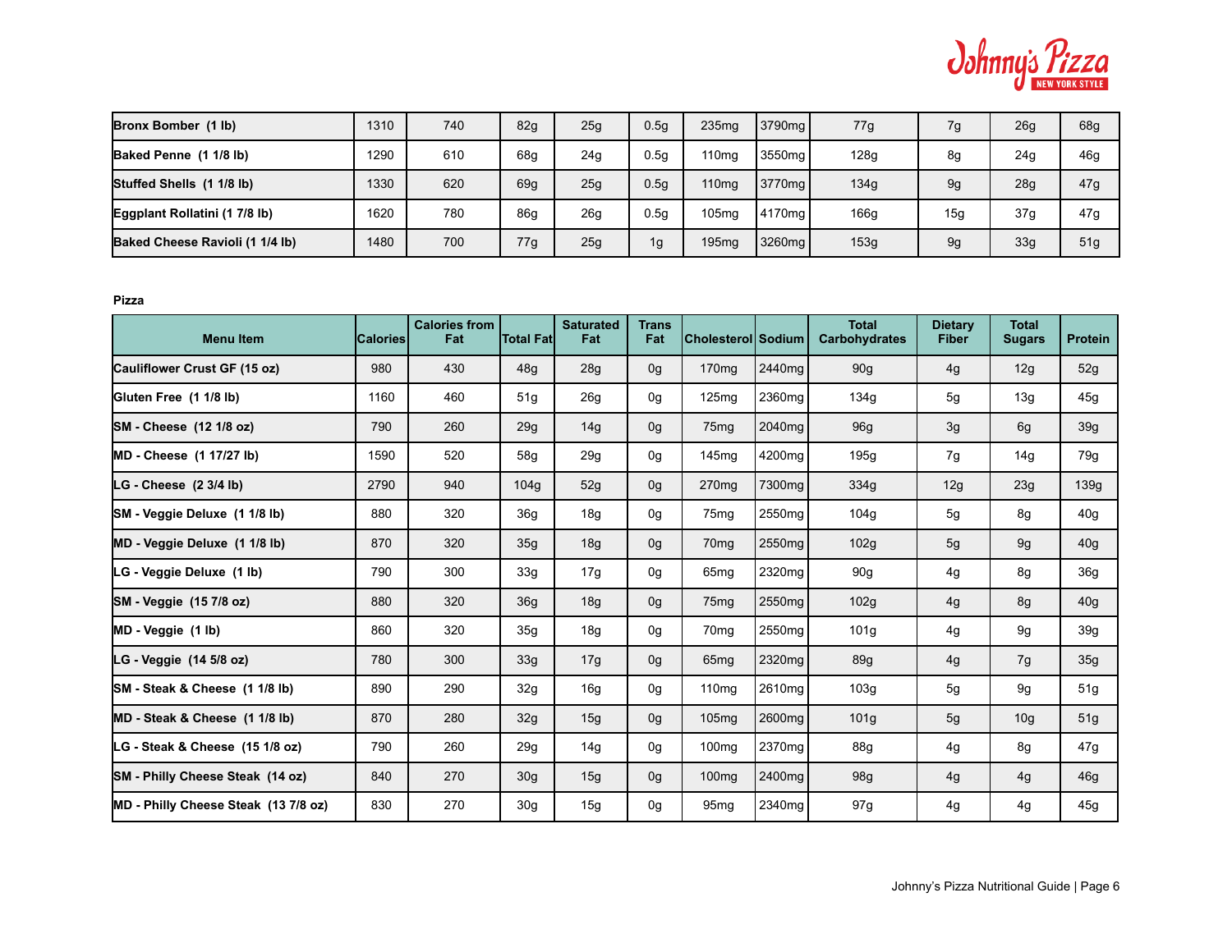| Menu Item | Calories | Calories from Fat | Total Fat | Saturated Fat | Trans Fat | Cholesterol | Sodium | Total Carbohydrates | Dietary Fiber | Total Sugars | Protein |
|---|---|---|---|---|---|---|---|---|---|---|---|
| **Bronx Bomber (1 lb)** | 1310 | 740 | 82g | 25g | 0.5g | 235mg | 3790mg | 77g | 7g | 26g | 68g |
| **Baked Penne (1 1/8 lb)** | 1290 | 610 | 68g | 24g | 0.5g | 110mg | 3550mg | 128g | 8g | 24g | 46g |
| **Stuffed Shells (1 1/8 lb)** | 1330 | 620 | 69g | 25g | 0.5g | 110mg | 3770mg | 134g | 9g | 28g | 47g |
| **Eggplant Rollatini (1 7/8 lb)** | 1620 | 780 | 86g | 26g | 0.5g | 105mg | 4170mg | 166g | 15g | 37g | 47g |
| **Baked Cheese Ravioli (1 1/4 lb)** | 1480 | 700 | 77g | 25g | 1g | 195mg | 3260mg | 153g | 9g | 33g | 51g |

**Pizza**

| Menu Item | Calories | Calories from Fat | Total Fat | Saturated Fat | Trans Fat | Cholesterol | Sodium | Total Carbohydrates | Dietary Fiber | Total Sugars | Protein |
|---|---|---|---|---|---|---|---|---|---|---|---|
| **Cauliflower Crust GF (15 oz)** | 980 | 430 | 48g | 28g | 0g | 170mg | 2440mg | 90g | 4g | 12g | 52g |
| **Gluten Free (1 1/8 lb)** | 1160 | 460 | 51g | 26g | 0g | 125mg | 2360mg | 134g | 5g | 13g | 45g |
| **SM - Cheese (12 1/8 oz)** | 790 | 260 | 29g | 14g | 0g | 75mg | 2040mg | 96g | 3g | 6g | 39g |
| **MD - Cheese (1 17/27 lb)** | 1590 | 520 | 58g | 29g | 0g | 145mg | 4200mg | 195g | 7g | 14g | 79g |
| **LG - Cheese (2 3/4 lb)** | 2790 | 940 | 104g | 52g | 0g | 270mg | 7300mg | 334g | 12g | 23g | 139g |
| **SM - Veggie Deluxe (1 1/8 lb)** | 880 | 320 | 36g | 18g | 0g | 75mg | 2550mg | 104g | 5g | 8g | 40g |
| **MD - Veggie Deluxe (1 1/8 lb)** | 870 | 320 | 35g | 18g | 0g | 70mg | 2550mg | 102g | 5g | 9g | 40g |
| **LG - Veggie Deluxe (1 lb)** | 790 | 300 | 33g | 17g | 0g | 65mg | 2320mg | 90g | 4g | 8g | 36g |
| **SM - Veggie (15 7/8 oz)** | 880 | 320 | 36g | 18g | 0g | 75mg | 2550mg | 102g | 4g | 8g | 40g |
| **MD - Veggie (1 lb)** | 860 | 320 | 35g | 18g | 0g | 70mg | 2550mg | 101g | 4g | 9g | 39g |
| **LG - Veggie (14 5/8 oz)** | 780 | 300 | 33g | 17g | 0g | 65mg | 2320mg | 89g | 4g | 7g | 35g |
| **SM - Steak & Cheese (1 1/8 lb)** | 890 | 290 | 32g | 16g | 0g | 110mg | 2610mg | 103g | 5g | 9g | 51g |
| **MD - Steak & Cheese (1 1/8 lb)** | 870 | 280 | 32g | 15g | 0g | 105mg | 2600mg | 101g | 5g | 10g | 51g |
| **LG - Steak & Cheese (15 1/8 oz)** | 790 | 260 | 29g | 14g | 0g | 100mg | 2370mg | 88g | 4g | 8g | 47g |
| **SM - Philly Cheese Steak (14 oz)** | 840 | 270 | 30g | 15g | 0g | 100mg | 2400mg | 98g | 4g | 4g | 46g |
| **MD - Philly Cheese Steak (13 7/8 oz)** | 830 | 270 | 30g | 15g | 0g | 95mg | 2340mg | 97g | 4g | 4g | 45g |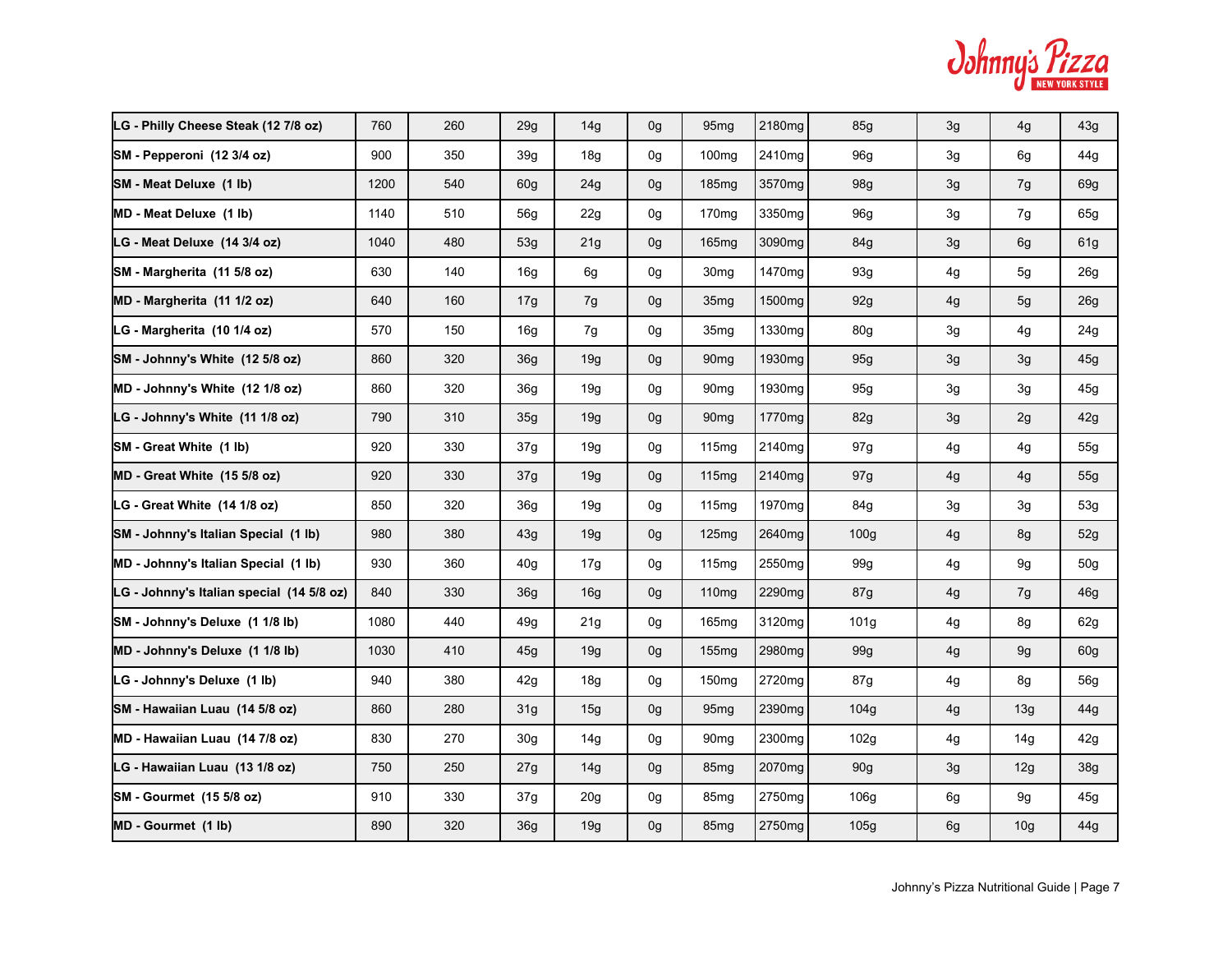| | | | | | | | | | | | |
|---|---|---|---|---|---|---|---|---|---|---|---|
| LG - Philly Cheese Steak (12 7/8 oz) | 760 | 260 | 29g | 14g | 0g | 95mg | 2180mg | 85g | 3g | 4g | 43g |
| SM - Pepperoni (12 3/4 oz) | 900 | 350 | 39g | 18g | 0g | 100mg | 2410mg | 96g | 3g | 6g | 44g |
| SM - Meat Deluxe (1 lb) | 1200 | 540 | 60g | 24g | 0g | 185mg | 3570mg | 98g | 3g | 7g | 69g |
| MD - Meat Deluxe (1 lb) | 1140 | 510 | 56g | 22g | 0g | 170mg | 3350mg | 96g | 3g | 7g | 65g |
| LG - Meat Deluxe (14 3/4 oz) | 1040 | 480 | 53g | 21g | 0g | 165mg | 3090mg | 84g | 3g | 6g | 61g |
| SM - Margherita (11 5/8 oz) | 630 | 140 | 16g | 6g | 0g | 30mg | 1470mg | 93g | 4g | 5g | 26g |
| MD - Margherita (11 1/2 oz) | 640 | 160 | 17g | 7g | 0g | 35mg | 1500mg | 92g | 4g | 5g | 26g |
| LG - Margherita (10 1/4 oz) | 570 | 150 | 16g | 7g | 0g | 35mg | 1330mg | 80g | 3g | 4g | 24g |
| SM - Johnny's White (12 5/8 oz) | 860 | 320 | 36g | 19g | 0g | 90mg | 1930mg | 95g | 3g | 3g | 45g |
| MD - Johnny's White (12 1/8 oz) | 860 | 320 | 36g | 19g | 0g | 90mg | 1930mg | 95g | 3g | 3g | 45g |
| LG - Johnny's White (11 1/8 oz) | 790 | 310 | 35g | 19g | 0g | 90mg | 1770mg | 82g | 3g | 2g | 42g |
| SM - Great White (1 lb) | 920 | 330 | 37g | 19g | 0g | 115mg | 2140mg | 97g | 4g | 4g | 55g |
| MD - Great White (15 5/8 oz) | 920 | 330 | 37g | 19g | 0g | 115mg | 2140mg | 97g | 4g | 4g | 55g |
| LG - Great White (14 1/8 oz) | 850 | 320 | 36g | 19g | 0g | 115mg | 1970mg | 84g | 3g | 3g | 53g |
| SM - Johnny's Italian Special (1 lb) | 980 | 380 | 43g | 19g | 0g | 125mg | 2640mg | 100g | 4g | 8g | 52g |
| MD - Johnny's Italian Special (1 lb) | 930 | 360 | 40g | 17g | 0g | 115mg | 2550mg | 99g | 4g | 9g | 50g |
| LG - Johnny's Italian special (14 5/8 oz) | 840 | 330 | 36g | 16g | 0g | 110mg | 2290mg | 87g | 4g | 7g | 46g |
| SM - Johnny's Deluxe (1 1/8 lb) | 1080 | 440 | 49g | 21g | 0g | 165mg | 3120mg | 101g | 4g | 8g | 62g |
| MD - Johnny's Deluxe (1 1/8 lb) | 1030 | 410 | 45g | 19g | 0g | 155mg | 2980mg | 99g | 4g | 9g | 60g |
| LG - Johnny's Deluxe (1 lb) | 940 | 380 | 42g | 18g | 0g | 150mg | 2720mg | 87g | 4g | 8g | 56g |
| SM - Hawaiian Luau (14 5/8 oz) | 860 | 280 | 31g | 15g | 0g | 95mg | 2390mg | 104g | 4g | 13g | 44g |
| MD - Hawaiian Luau (14 7/8 oz) | 830 | 270 | 30g | 14g | 0g | 90mg | 2300mg | 102g | 4g | 14g | 42g |
| LG - Hawaiian Luau (13 1/8 oz) | 750 | 250 | 27g | 14g | 0g | 85mg | 2070mg | 90g | 3g | 12g | 38g |
| SM - Gourmet (15 5/8 oz) | 910 | 330 | 37g | 20g | 0g | 85mg | 2750mg | 106g | 6g | 9g | 45g |
| MD - Gourmet (1 lb) | 890 | 320 | 36g | 19g | 0g | 85mg | 2750mg | 105g | 6g | 10g | 44g |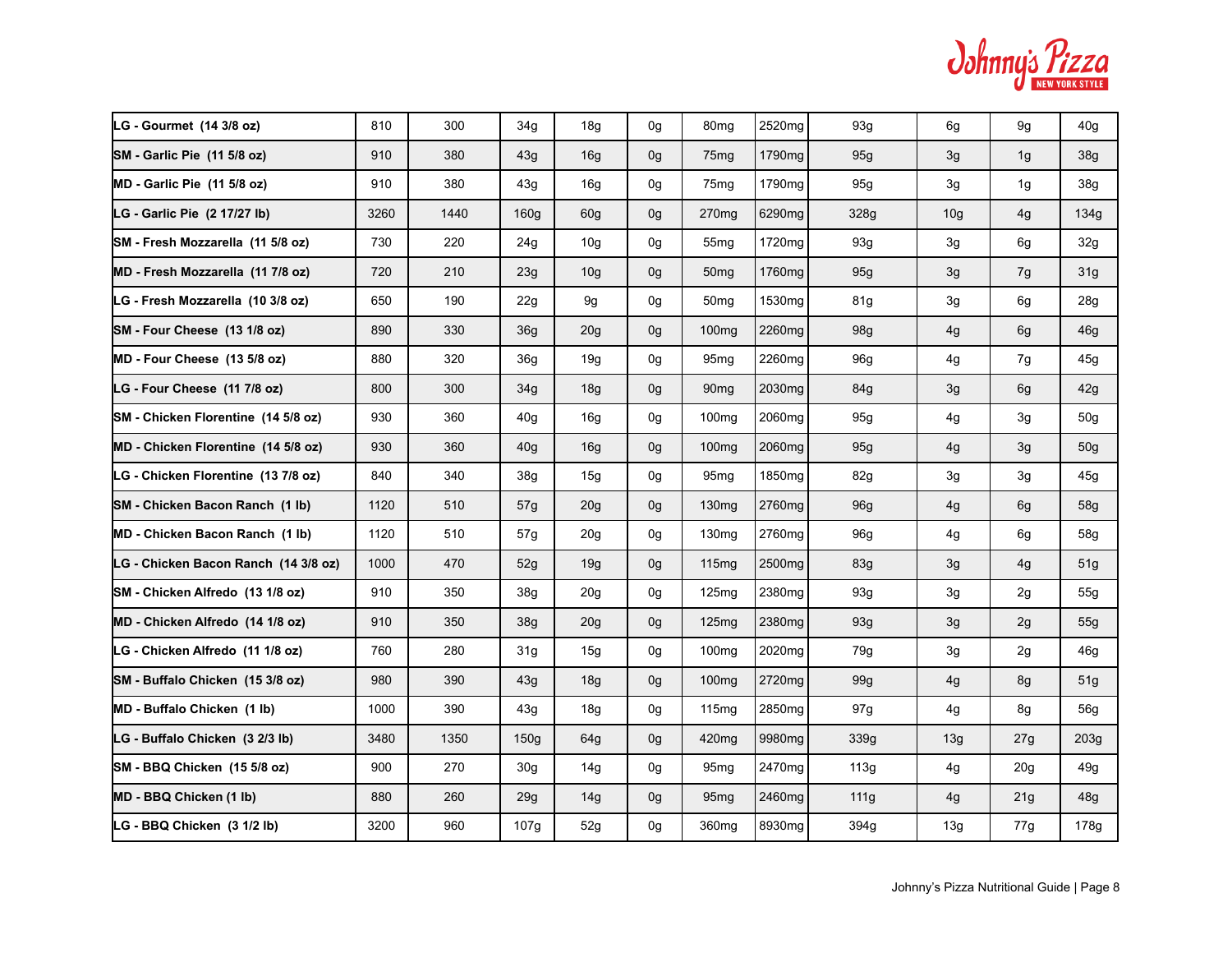| | | | | | | | | | | | |
|---|---|---|---|---|---|---|---|---|---|---|---|
| **LG - Gourmet (14 3/8 oz)** | 810 | 300 | 34g | 18g | 0g | 80mg | 2520mg | 93g | 6g | 9g | 40g |
| **SM - Garlic Pie (11 5/8 oz)** | 910 | 380 | 43g | 16g | 0g | 75mg | 1790mg | 95g | 3g | 1g | 38g |
| **MD - Garlic Pie (11 5/8 oz)** | 910 | 380 | 43g | 16g | 0g | 75mg | 1790mg | 95g | 3g | 1g | 38g |
| **LG - Garlic Pie (2 17/27 lb)** | 3260 | 1440 | 160g | 60g | 0g | 270mg | 6290mg | 328g | 10g | 4g | 134g |
| **SM - Fresh Mozzarella (11 5/8 oz)** | 730 | 220 | 24g | 10g | 0g | 55mg | 1720mg | 93g | 3g | 6g | 32g |
| **MD - Fresh Mozzarella (11 7/8 oz)** | 720 | 210 | 23g | 10g | 0g | 50mg | 1760mg | 95g | 3g | 7g | 31g |
| **LG - Fresh Mozzarella (10 3/8 oz)** | 650 | 190 | 22g | 9g | 0g | 50mg | 1530mg | 81g | 3g | 6g | 28g |
| **SM - Four Cheese (13 1/8 oz)** | 890 | 330 | 36g | 20g | 0g | 100mg | 2260mg | 98g | 4g | 6g | 46g |
| **MD - Four Cheese (13 5/8 oz)** | 880 | 320 | 36g | 19g | 0g | 95mg | 2260mg | 96g | 4g | 7g | 45g |
| **LG - Four Cheese (11 7/8 oz)** | 800 | 300 | 34g | 18g | 0g | 90mg | 2030mg | 84g | 3g | 6g | 42g |
| **SM - Chicken Florentine (14 5/8 oz)** | 930 | 360 | 40g | 16g | 0g | 100mg | 2060mg | 95g | 4g | 3g | 50g |
| **MD - Chicken Florentine (14 5/8 oz)** | 930 | 360 | 40g | 16g | 0g | 100mg | 2060mg | 95g | 4g | 3g | 50g |
| **LG - Chicken Florentine (13 7/8 oz)** | 840 | 340 | 38g | 15g | 0g | 95mg | 1850mg | 82g | 3g | 3g | 45g |
| **SM - Chicken Bacon Ranch (1 lb)** | 1120 | 510 | 57g | 20g | 0g | 130mg | 2760mg | 96g | 4g | 6g | 58g |
| **MD - Chicken Bacon Ranch (1 lb)** | 1120 | 510 | 57g | 20g | 0g | 130mg | 2760mg | 96g | 4g | 6g | 58g |
| **LG - Chicken Bacon Ranch (14 3/8 oz)** | 1000 | 470 | 52g | 19g | 0g | 115mg | 2500mg | 83g | 3g | 4g | 51g |
| **SM - Chicken Alfredo (13 1/8 oz)** | 910 | 350 | 38g | 20g | 0g | 125mg | 2380mg | 93g | 3g | 2g | 55g |
| **MD - Chicken Alfredo (14 1/8 oz)** | 910 | 350 | 38g | 20g | 0g | 125mg | 2380mg | 93g | 3g | 2g | 55g |
| **LG - Chicken Alfredo (11 1/8 oz)** | 760 | 280 | 31g | 15g | 0g | 100mg | 2020mg | 79g | 3g | 2g | 46g |
| **SM - Buffalo Chicken (15 3/8 oz)** | 980 | 390 | 43g | 18g | 0g | 100mg | 2720mg | 99g | 4g | 8g | 51g |
| **MD - Buffalo Chicken (1 lb)** | 1000 | 390 | 43g | 18g | 0g | 115mg | 2850mg | 97g | 4g | 8g | 56g |
| **LG - Buffalo Chicken (3 2/3 lb)** | 3480 | 1350 | 150g | 64g | 0g | 420mg | 9980mg | 339g | 13g | 27g | 203g |
| **SM - BBQ Chicken (15 5/8 oz)** | 900 | 270 | 30g | 14g | 0g | 95mg | 2470mg | 113g | 4g | 20g | 49g |
| **MD - BBQ Chicken (1 lb)** | 880 | 260 | 29g | 14g | 0g | 95mg | 2460mg | 111g | 4g | 21g | 48g |
| **LG - BBQ Chicken (3 1/2 lb)** | 3200 | 960 | 107g | 52g | 0g | 360mg | 8930mg | 394g | 13g | 77g | 178g |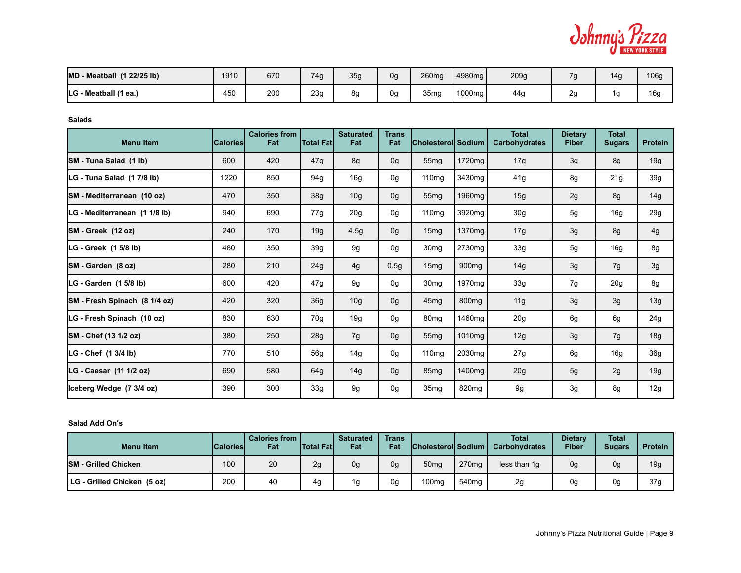| MD - Meatball (1 22/25 lb) | 1910 | 670 | 74g | 35g | 0g | 260mg | 4980mg | 209g | 7g | 14g | 106g |
|---|---|---|---|---|---|---|---|---|---|---|---|
| LG - Meatball (1 ea.) | 450 | 200 | 23g | 8g | 0g | 35mg | 1000mg | 44g | 2g | 1g | 16g |

**Salads**

| Menu Item | Calories | Calories from Fat | Total Fat | Saturated Fat | Trans Fat | Cholesterol | Sodium | Total Carbohydrates | Dietary Fiber | Total Sugars | Protein |
|---|---|---|---|---|---|---|---|---|---|---|---|
| SM - Tuna Salad (1 lb) | 600 | 420 | 47g | 8g | 0g | 55mg | 1720mg | 17g | 3g | 8g | 19g |
| LG - Tuna Salad (1 7/8 lb) | 1220 | 850 | 94g | 16g | 0g | 110mg | 3430mg | 41g | 8g | 21g | 39g |
| SM - Mediterranean (10 oz) | 470 | 350 | 38g | 10g | 0g | 55mg | 1960mg | 15g | 2g | 8g | 14g |
| LG - Mediterranean (1 1/8 lb) | 940 | 690 | 77g | 20g | 0g | 110mg | 3920mg | 30g | 5g | 16g | 29g |
| SM - Greek (12 oz) | 240 | 170 | 19g | 4.5g | 0g | 15mg | 1370mg | 17g | 3g | 8g | 4g |
| LG - Greek (1 5/8 lb) | 480 | 350 | 39g | 9g | 0g | 30mg | 2730mg | 33g | 5g | 16g | 8g |
| SM - Garden (8 oz) | 280 | 210 | 24g | 4g | 0.5g | 15mg | 900mg | 14g | 3g | 7g | 3g |
| LG - Garden (1 5/8 lb) | 600 | 420 | 47g | 9g | 0g | 30mg | 1970mg | 33g | 7g | 20g | 8g |
| SM - Fresh Spinach (8 1/4 oz) | 420 | 320 | 36g | 10g | 0g | 45mg | 800mg | 11g | 3g | 3g | 13g |
| LG - Fresh Spinach (10 oz) | 830 | 630 | 70g | 19g | 0g | 80mg | 1460mg | 20g | 6g | 6g | 24g |
| SM - Chef (13 1/2 oz) | 380 | 250 | 28g | 7g | 0g | 55mg | 1010mg | 12g | 3g | 7g | 18g |
| LG - Chef (1 3/4 lb) | 770 | 510 | 56g | 14g | 0g | 110mg | 2030mg | 27g | 6g | 16g | 36g |
| LG - Caesar (11 1/2 oz) | 690 | 580 | 64g | 14g | 0g | 85mg | 1400mg | 20g | 5g | 2g | 19g |
| Iceberg Wedge (7 3/4 oz) | 390 | 300 | 33g | 9g | 0g | 35mg | 820mg | 9g | 3g | 8g | 12g |

**Salad Add On's**

| Menu Item | Calories | Calories from Fat | Total Fat | Saturated Fat | Trans Fat | Cholesterol | Sodium | Total Carbohydrates | Dietary Fiber | Total Sugars | Protein |
|---|---|---|---|---|---|---|---|---|---|---|---|
| SM - Grilled Chicken | 100 | 20 | 2g | 0g | 0g | 50mg | 270mg | less than 1g | 0g | 0g | 19g |
| LG - Grilled Chicken (5 oz) | 200 | 40 | 4g | 1g | 0g | 100mg | 540mg | 2g | 0g | 0g | 37g |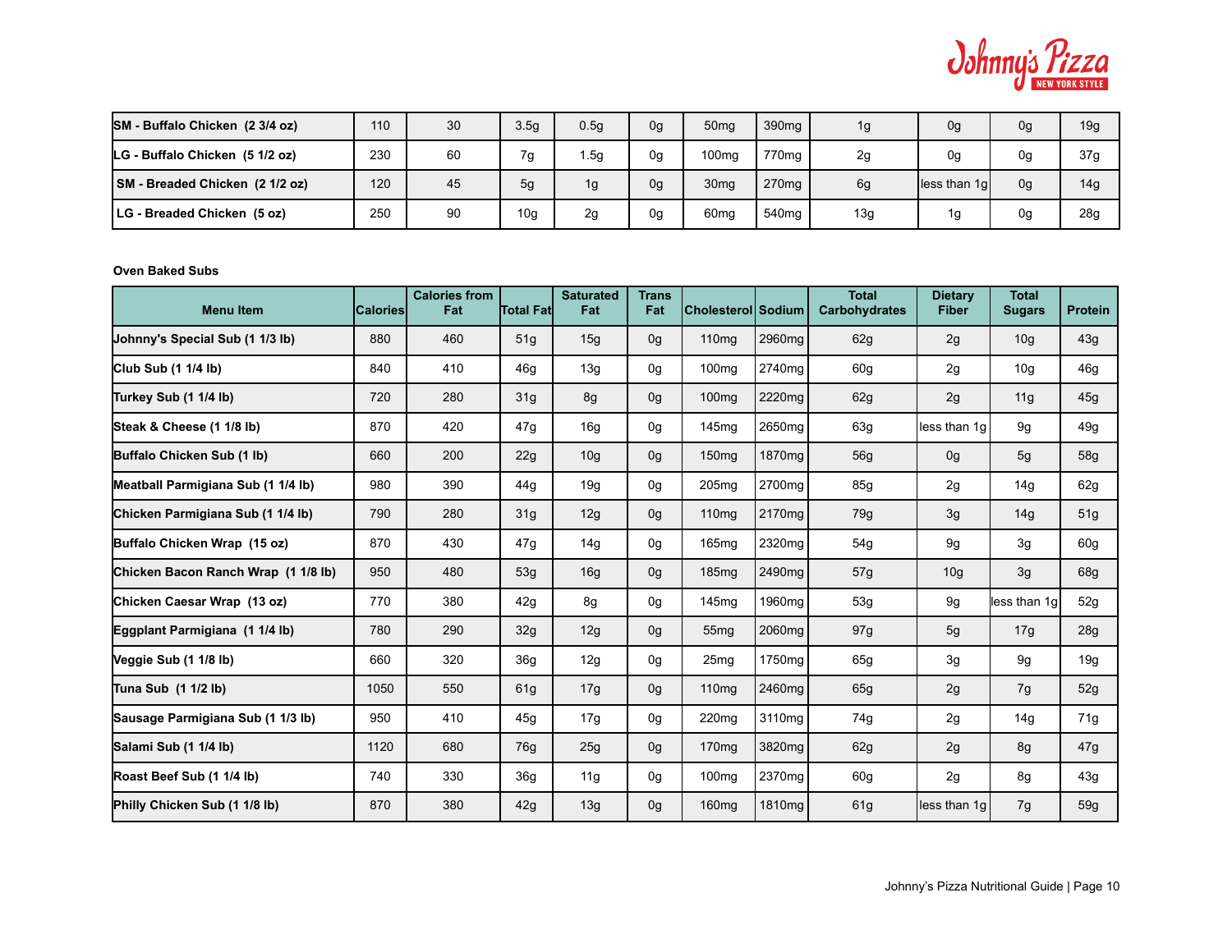| | | | | | | | | | | | |
|---|---|---|---|---|---|---|---|---|---|---|---|
| **SM - Buffalo Chicken (2 3/4 oz)** | 110 | 30 | 3.5g | 0.5g | 0g | 50mg | 390mg | 1g | 0g | 0g | 19g |
| **LG - Buffalo Chicken (5 1/2 oz)** | 230 | 60 | 7g | 1.5g | 0g | 100mg | 770mg | 2g | 0g | 0g | 37g |
| **SM - Breaded Chicken (2 1/2 oz)** | 120 | 45 | 5g | 1g | 0g | 30mg | 270mg | 6g | less than 1g | 0g | 14g |
| **LG - Breaded Chicken (5 oz)** | 250 | 90 | 10g | 2g | 0g | 60mg | 540mg | 13g | 1g | 0g | 28g |

**Oven Baked Subs**

| Menu Item | Calories | Calories from Fat | Total Fat | Saturated Fat | Trans Fat | Cholesterol | Sodium | Total Carbohydrates | Dietary Fiber | Total Sugars | Protein |
|---|---|---|---|---|---|---|---|---|---|---|---|
| **Johnny's Special Sub (1 1/3 lb)** | 880 | 460 | 51g | 15g | 0g | 110mg | 2960mg | 62g | 2g | 10g | 43g |
| **Club Sub (1 1/4 lb)** | 840 | 410 | 46g | 13g | 0g | 100mg | 2740mg | 60g | 2g | 10g | 46g |
| **Turkey Sub (1 1/4 lb)** | 720 | 280 | 31g | 8g | 0g | 100mg | 2220mg | 62g | 2g | 11g | 45g |
| **Steak & Cheese (1 1/8 lb)** | 870 | 420 | 47g | 16g | 0g | 145mg | 2650mg | 63g | less than 1g | 9g | 49g |
| **Buffalo Chicken Sub (1 lb)** | 660 | 200 | 22g | 10g | 0g | 150mg | 1870mg | 56g | 0g | 5g | 58g |
| **Meatball Parmigiana Sub (1 1/4 lb)** | 980 | 390 | 44g | 19g | 0g | 205mg | 2700mg | 85g | 2g | 14g | 62g |
| **Chicken Parmigiana Sub (1 1/4 lb)** | 790 | 280 | 31g | 12g | 0g | 110mg | 2170mg | 79g | 3g | 14g | 51g |
| **Buffalo Chicken Wrap (15 oz)** | 870 | 430 | 47g | 14g | 0g | 165mg | 2320mg | 54g | 9g | 3g | 60g |
| **Chicken Bacon Ranch Wrap (1 1/8 lb)** | 950 | 480 | 53g | 16g | 0g | 185mg | 2490mg | 57g | 10g | 3g | 68g |
| **Chicken Caesar Wrap (13 oz)** | 770 | 380 | 42g | 8g | 0g | 145mg | 1960mg | 53g | 9g | less than 1g | 52g |
| **Eggplant Parmigiana (1 1/4 lb)** | 780 | 290 | 32g | 12g | 0g | 55mg | 2060mg | 97g | 5g | 17g | 28g |
| **Veggie Sub (1 1/8 lb)** | 660 | 320 | 36g | 12g | 0g | 25mg | 1750mg | 65g | 3g | 9g | 19g |
| **Tuna Sub (1 1/2 lb)** | 1050 | 550 | 61g | 17g | 0g | 110mg | 2460mg | 65g | 2g | 7g | 52g |
| **Sausage Parmigiana Sub (1 1/3 lb)** | 950 | 410 | 45g | 17g | 0g | 220mg | 3110mg | 74g | 2g | 14g | 71g |
| **Salami Sub (1 1/4 lb)** | 1120 | 680 | 76g | 25g | 0g | 170mg | 3820mg | 62g | 2g | 8g | 47g |
| **Roast Beef Sub (1 1/4 lb)** | 740 | 330 | 36g | 11g | 0g | 100mg | 2370mg | 60g | 2g | 8g | 43g |
| **Philly Chicken Sub (1 1/8 lb)** | 870 | 380 | 42g | 13g | 0g | 160mg | 1810mg | 61g | less than 1g | 7g | 59g |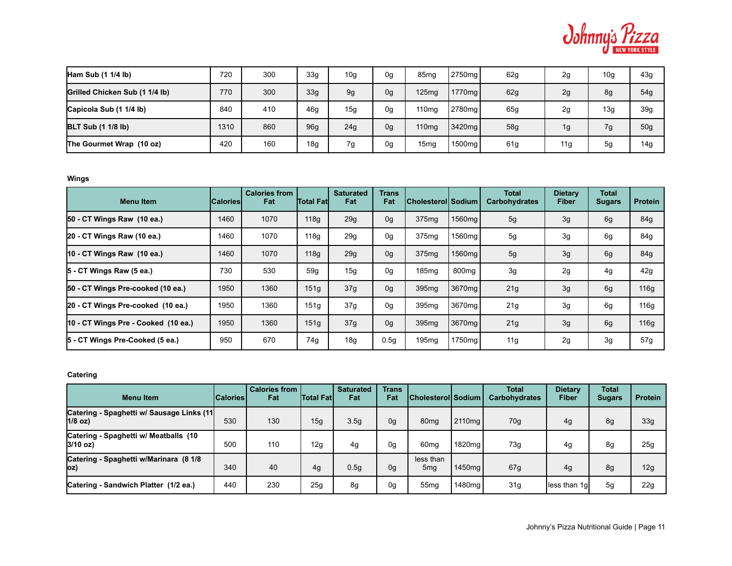| Ham Sub (1 1/4 lb) | 720 | 300 | 33g | 10g | 0g | 85mg | 2750mg | 62g | 2g | 10g | 43g |
|---|---|---|---|---|---|---|---|---|---|---|---|
| Grilled Chicken Sub (1 1/4 lb) | 770 | 300 | 33g | 9g | 0g | 125mg | 1770mg | 62g | 2g | 8g | 54g |
| Capicola Sub (1 1/4 lb) | 840 | 410 | 46g | 15g | 0g | 110mg | 2780mg | 65g | 2g | 13g | 39g |
| BLT Sub (1 1/8 lb) | 1310 | 860 | 96g | 24g | 0g | 110mg | 3420mg | 58g | 1g | 7g | 50g |
| The Gourmet Wrap (10 oz) | 420 | 160 | 18g | 7g | 0g | 15mg | 1500mg | 61g | 11g | 5g | 14g |

**Wings**

| Menu Item | Calories | Calories from Fat | Total Fat | Saturated Fat | Trans Fat | Cholesterol | Sodium | Total Carbohydrates | Dietary Fiber | Total Sugars | Protein |
|---|---|---|---|---|---|---|---|---|---|---|---|
| 50 - CT Wings Raw (10 ea.) | 1460 | 1070 | 118g | 29g | 0g | 375mg | 1560mg | 5g | 3g | 6g | 84g |
| 20 - CT Wings Raw (10 ea.) | 1460 | 1070 | 118g | 29g | 0g | 375mg | 1560mg | 5g | 3g | 6g | 84g |
| 10 - CT Wings Raw (10 ea.) | 1460 | 1070 | 118g | 29g | 0g | 375mg | 1560mg | 5g | 3g | 6g | 84g |
| 5 - CT Wings Raw (5 ea.) | 730 | 530 | 59g | 15g | 0g | 185mg | 800mg | 3g | 2g | 4g | 42g |
| 50 - CT Wings Pre-cooked (10 ea.) | 1950 | 1360 | 151g | 37g | 0g | 395mg | 3670mg | 21g | 3g | 6g | 116g |
| 20 - CT Wings Pre-cooked (10 ea.) | 1950 | 1360 | 151g | 37g | 0g | 395mg | 3670mg | 21g | 3g | 6g | 116g |
| 10 - CT Wings Pre - Cooked (10 ea.) | 1950 | 1360 | 151g | 37g | 0g | 395mg | 3670mg | 21g | 3g | 6g | 116g |
| 5 - CT Wings Pre-Cooked (5 ea.) | 950 | 670 | 74g | 18g | 0.5g | 195mg | 1750mg | 11g | 2g | 3g | 57g |

**Catering**

| Menu Item | Calories | Calories from Fat | Total Fat | Saturated Fat | Trans Fat | Cholesterol | Sodium | Total Carbohydrates | Dietary Fiber | Total Sugars | Protein |
|---|---|---|---|---|---|---|---|---|---|---|---|
| Catering - Spaghetti w/ Sausage Links (11 1/8 oz) | 530 | 130 | 15g | 3.5g | 0g | 80mg | 2110mg | 70g | 4g | 8g | 33g |
| Catering - Spaghetti w/ Meatballs (10 3/10 oz) | 500 | 110 | 12g | 4g | 0g | 60mg | 1820mg | 73g | 4g | 8g | 25g |
| Catering - Spaghetti w/Marinara (8 1/8 oz) | 340 | 40 | 4g | 0.5g | 0g | less than 5mg | 1450mg | 67g | 4g | 8g | 12g |
| Catering - Sandwich Platter (1/2 ea.) | 440 | 230 | 25g | 8g | 0g | 55mg | 1480mg | 31g | less than 1g | 5g | 22g |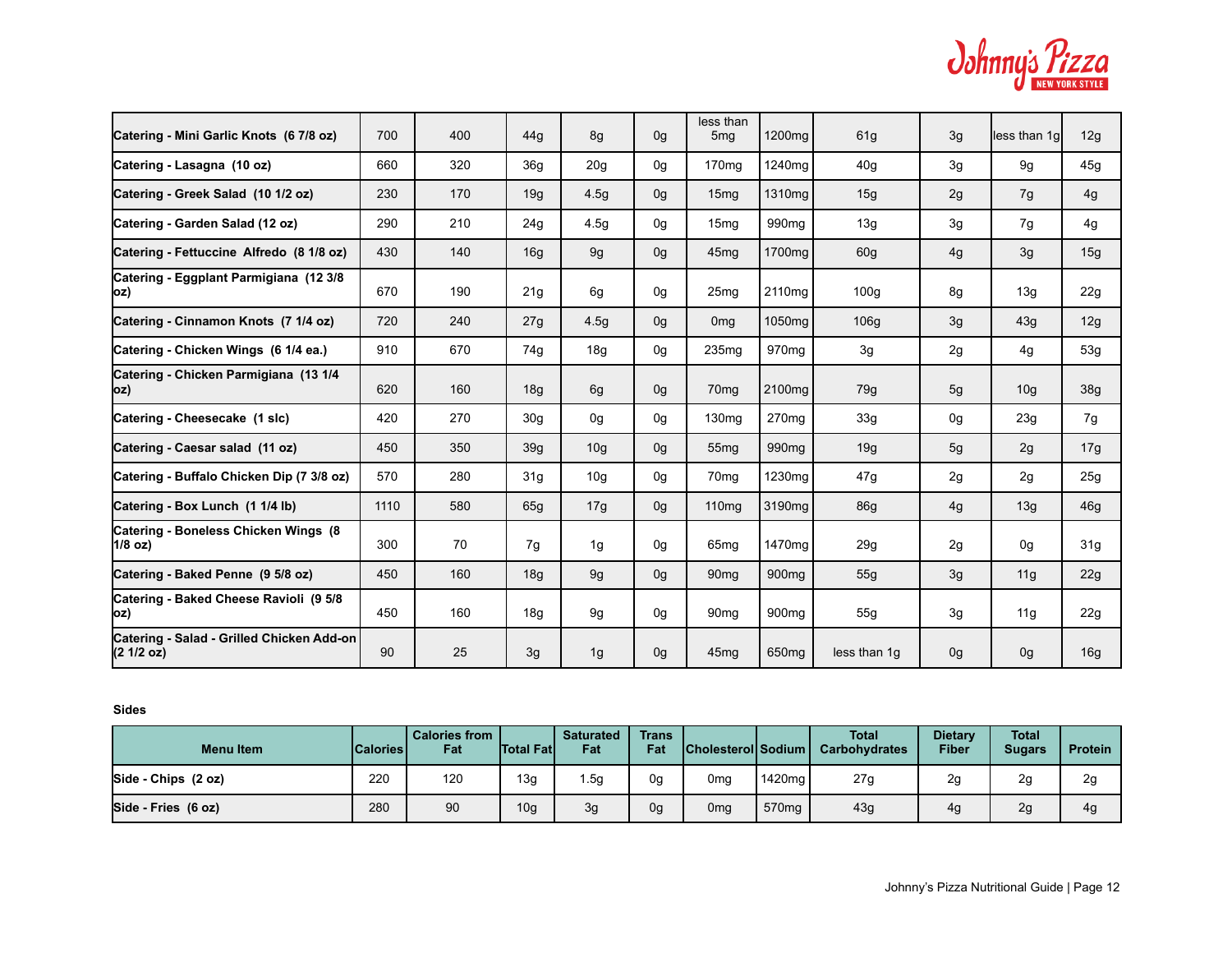| | | | | | | | | | | | |
|---|---|---|---|---|---|---|---|---|---|---|---|
| **Catering - Mini Garlic Knots (6 7/8 oz)** | 700 | 400 | 44g | 8g | 0g | less than 5mg | 1200mg | 61g | 3g | less than 1g | 12g |
| **Catering - Lasagna (10 oz)** | 660 | 320 | 36g | 20g | 0g | 170mg | 1240mg | 40g | 3g | 9g | 45g |
| **Catering - Greek Salad (10 1/2 oz)** | 230 | 170 | 19g | 4.5g | 0g | 15mg | 1310mg | 15g | 2g | 7g | 4g |
| **Catering - Garden Salad (12 oz)** | 290 | 210 | 24g | 4.5g | 0g | 15mg | 990mg | 13g | 3g | 7g | 4g |
| **Catering - Fettuccine Alfredo (8 1/8 oz)** | 430 | 140 | 16g | 9g | 0g | 45mg | 1700mg | 60g | 4g | 3g | 15g |
| **Catering - Eggplant Parmigiana (12 3/8 oz)** | 670 | 190 | 21g | 6g | 0g | 25mg | 2110mg | 100g | 8g | 13g | 22g |
| **Catering - Cinnamon Knots (7 1/4 oz)** | 720 | 240 | 27g | 4.5g | 0g | 0mg | 1050mg | 106g | 3g | 43g | 12g |
| **Catering - Chicken Wings (6 1/4 ea.)** | 910 | 670 | 74g | 18g | 0g | 235mg | 970mg | 3g | 2g | 4g | 53g |
| **Catering - Chicken Parmigiana (13 1/4 oz)** | 620 | 160 | 18g | 6g | 0g | 70mg | 2100mg | 79g | 5g | 10g | 38g |
| **Catering - Cheesecake (1 slc)** | 420 | 270 | 30g | 0g | 0g | 130mg | 270mg | 33g | 0g | 23g | 7g |
| **Catering - Caesar salad (11 oz)** | 450 | 350 | 39g | 10g | 0g | 55mg | 990mg | 19g | 5g | 2g | 17g |
| **Catering - Buffalo Chicken Dip (7 3/8 oz)** | 570 | 280 | 31g | 10g | 0g | 70mg | 1230mg | 47g | 2g | 2g | 25g |
| **Catering - Box Lunch (1 1/4 lb)** | 1110 | 580 | 65g | 17g | 0g | 110mg | 3190mg | 86g | 4g | 13g | 46g |
| **Catering - Boneless Chicken Wings (8 1/8 oz)** | 300 | 70 | 7g | 1g | 0g | 65mg | 1470mg | 29g | 2g | 0g | 31g |
| **Catering - Baked Penne (9 5/8 oz)** | 450 | 160 | 18g | 9g | 0g | 90mg | 900mg | 55g | 3g | 11g | 22g |
| **Catering - Baked Cheese Ravioli (9 5/8 oz)** | 450 | 160 | 18g | 9g | 0g | 90mg | 900mg | 55g | 3g | 11g | 22g |
| **Catering - Salad - Grilled Chicken Add-on (2 1/2 oz)** | 90 | 25 | 3g | 1g | 0g | 45mg | 650mg | less than 1g | 0g | 0g | 16g |

**Sides**

| Menu Item | Calories | Calories from Fat | Total Fat | Saturated Fat | Trans Fat | Cholesterol | Sodium | Total Carbohydrates | Dietary Fiber | Total Sugars | Protein |
|---|---|---|---|---|---|---|---|---|---|---|---|
| **Side - Chips (2 oz)** | 220 | 120 | 13g | 1.5g | 0g | 0mg | 1420mg | 27g | 2g | 2g | 2g |
| **Side - Fries (6 oz)** | 280 | 90 | 10g | 3g | 0g | 0mg | 570mg | 43g | 4g | 2g | 4g |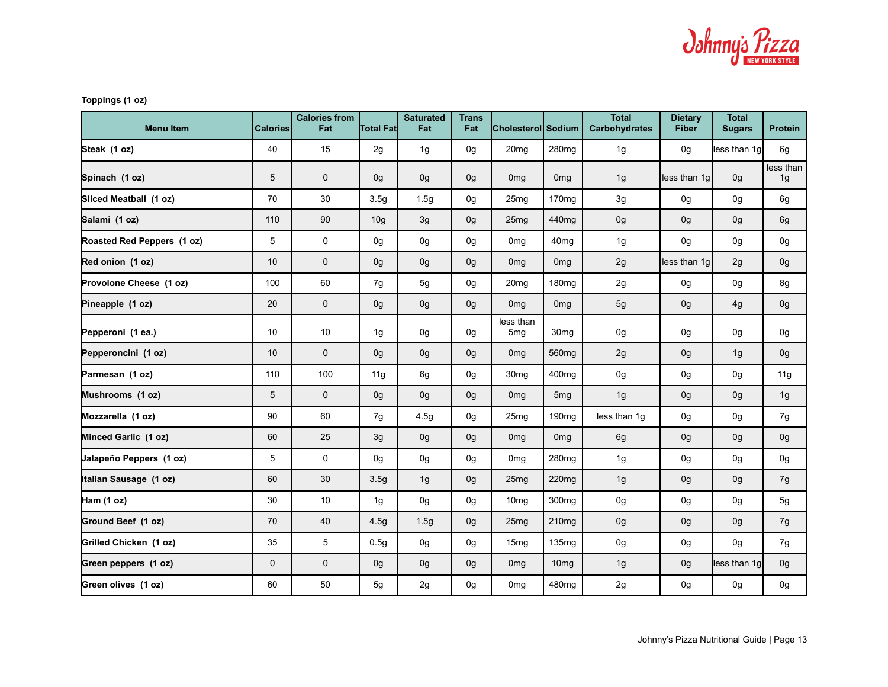**Toppings (1 oz)**

| Menu Item | Calories | Calories from Fat | Total Fat | Saturated Fat | Trans Fat | Cholesterol | Sodium | Total Carbohydrates | Dietary Fiber | Total Sugars | Protein |
|---|---|---|---|---|---|---|---|---|---|---|---|
| **Steak (1 oz)** | 40 | 15 | 2g | 1g | 0g | 20mg | 280mg | 1g | 0g | less than 1g | 6g |
| **Spinach (1 oz)** | 5 | 0 | 0g | 0g | 0g | 0mg | 0mg | 1g | less than 1g | 0g | less than 1g |
| **Sliced Meatball (1 oz)** | 70 | 30 | 3.5g | 1.5g | 0g | 25mg | 170mg | 3g | 0g | 0g | 6g |
| **Salami (1 oz)** | 110 | 90 | 10g | 3g | 0g | 25mg | 440mg | 0g | 0g | 0g | 6g |
| **Roasted Red Peppers (1 oz)** | 5 | 0 | 0g | 0g | 0g | 0mg | 40mg | 1g | 0g | 0g | 0g |
| **Red onion (1 oz)** | 10 | 0 | 0g | 0g | 0g | 0mg | 0mg | 2g | less than 1g | 2g | 0g |
| **Provolone Cheese (1 oz)** | 100 | 60 | 7g | 5g | 0g | 20mg | 180mg | 2g | 0g | 0g | 8g |
| **Pineapple (1 oz)** | 20 | 0 | 0g | 0g | 0g | 0mg | 0mg | 5g | 0g | 4g | 0g |
| **Pepperoni (1 ea.)** | 10 | 10 | 1g | 0g | 0g | less than 5mg | 30mg | 0g | 0g | 0g | 0g |
| **Pepperoncini (1 oz)** | 10 | 0 | 0g | 0g | 0g | 0mg | 560mg | 2g | 0g | 1g | 0g |
| **Parmesan (1 oz)** | 110 | 100 | 11g | 6g | 0g | 30mg | 400mg | 0g | 0g | 0g | 11g |
| **Mushrooms (1 oz)** | 5 | 0 | 0g | 0g | 0g | 0mg | 5mg | 1g | 0g | 0g | 1g |
| **Mozzarella (1 oz)** | 90 | 60 | 7g | 4.5g | 0g | 25mg | 190mg | less than 1g | 0g | 0g | 7g |
| **Minced Garlic (1 oz)** | 60 | 25 | 3g | 0g | 0g | 0mg | 0mg | 6g | 0g | 0g | 0g |
| **Jalapeño Peppers (1 oz)** | 5 | 0 | 0g | 0g | 0g | 0mg | 280mg | 1g | 0g | 0g | 0g |
| **Italian Sausage (1 oz)** | 60 | 30 | 3.5g | 1g | 0g | 25mg | 220mg | 1g | 0g | 0g | 7g |
| **Ham (1 oz)** | 30 | 10 | 1g | 0g | 0g | 10mg | 300mg | 0g | 0g | 0g | 5g |
| **Ground Beef (1 oz)** | 70 | 40 | 4.5g | 1.5g | 0g | 25mg | 210mg | 0g | 0g | 0g | 7g |
| **Grilled Chicken (1 oz)** | 35 | 5 | 0.5g | 0g | 0g | 15mg | 135mg | 0g | 0g | 0g | 7g |
| **Green peppers (1 oz)** | 0 | 0 | 0g | 0g | 0g | 0mg | 10mg | 1g | 0g | less than 1g | 0g |
| **Green olives (1 oz)** | 60 | 50 | 5g | 2g | 0g | 0mg | 480mg | 2g | 0g | 0g | 0g |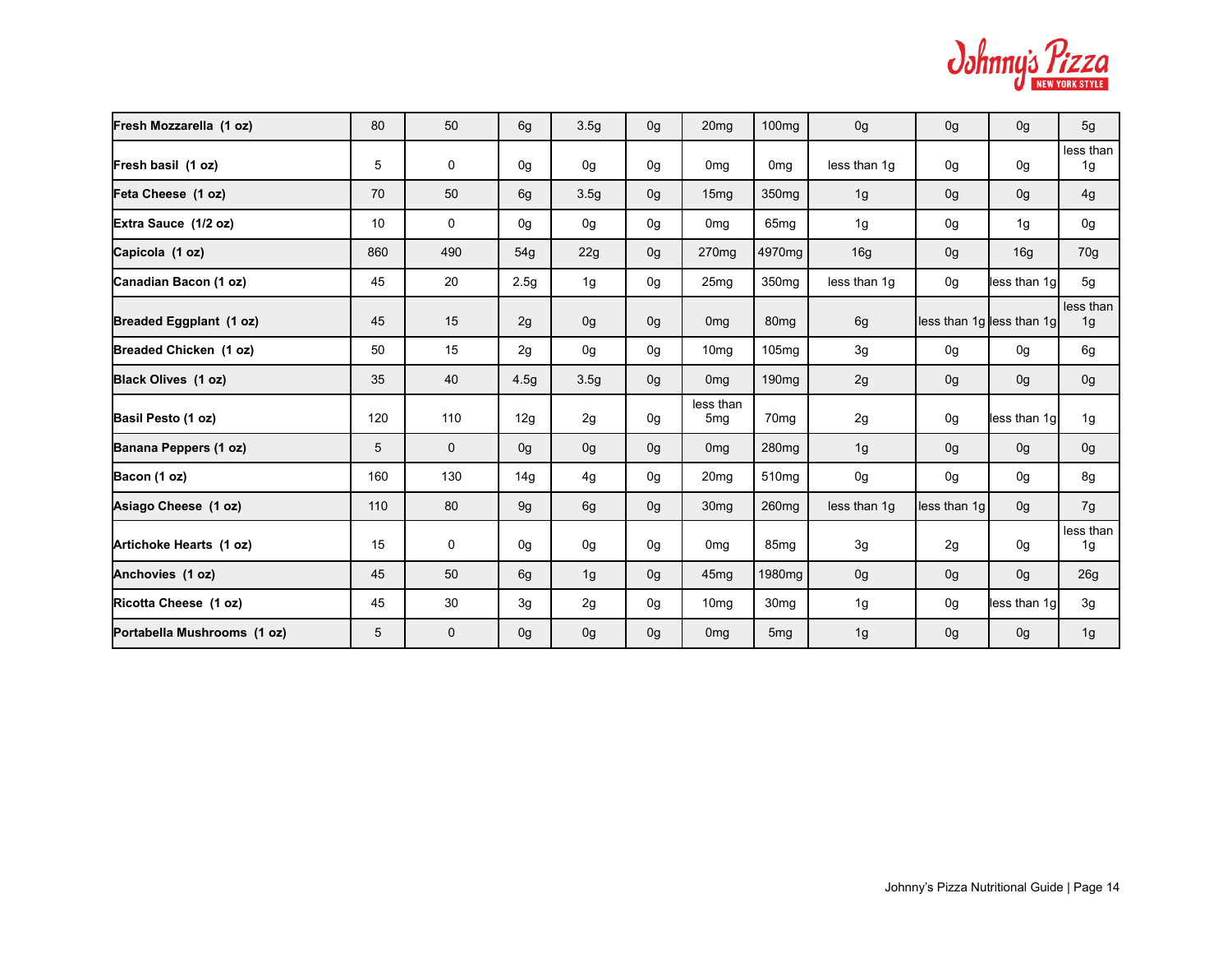| | | | | | | | | | | | |
|---|---|---|---|---|---|---|---|---|---|---|---|
| **Fresh Mozzarella (1 oz)** | 80 | 50 | 6g | 3.5g | 0g | 20mg | 100mg | 0g | 0g | 0g | 5g |
| **Fresh basil (1 oz)** | 5 | 0 | 0g | 0g | 0g | 0mg | 0mg | less than 1g | 0g | 0g | less than 1g |
| **Feta Cheese (1 oz)** | 70 | 50 | 6g | 3.5g | 0g | 15mg | 350mg | 1g | 0g | 0g | 4g |
| **Extra Sauce (1/2 oz)** | 10 | 0 | 0g | 0g | 0g | 0mg | 65mg | 1g | 0g | 1g | 0g |
| **Capicola (1 oz)** | 860 | 490 | 54g | 22g | 0g | 270mg | 4970mg | 16g | 0g | 16g | 70g |
| **Canadian Bacon (1 oz)** | 45 | 20 | 2.5g | 1g | 0g | 25mg | 350mg | less than 1g | 0g | less than 1g | 5g |
| **Breaded Eggplant (1 oz)** | 45 | 15 | 2g | 0g | 0g | 0mg | 80mg | 6g | less than 1g | less than 1g | less than 1g |
| **Breaded Chicken (1 oz)** | 50 | 15 | 2g | 0g | 0g | 10mg | 105mg | 3g | 0g | 0g | 6g |
| **Black Olives (1 oz)** | 35 | 40 | 4.5g | 3.5g | 0g | 0mg | 190mg | 2g | 0g | 0g | 0g |
| **Basil Pesto (1 oz)** | 120 | 110 | 12g | 2g | 0g | less than 5mg | 70mg | 2g | 0g | less than 1g | 1g |
| **Banana Peppers (1 oz)** | 5 | 0 | 0g | 0g | 0g | 0mg | 280mg | 1g | 0g | 0g | 0g |
| **Bacon (1 oz)** | 160 | 130 | 14g | 4g | 0g | 20mg | 510mg | 0g | 0g | 0g | 8g |
| **Asiago Cheese (1 oz)** | 110 | 80 | 9g | 6g | 0g | 30mg | 260mg | less than 1g | less than 1g | 0g | 7g |
| **Artichoke Hearts (1 oz)** | 15 | 0 | 0g | 0g | 0g | 0mg | 85mg | 3g | 2g | 0g | less than 1g |
| **Anchovies (1 oz)** | 45 | 50 | 6g | 1g | 0g | 45mg | 1980mg | 0g | 0g | 0g | 26g |
| **Ricotta Cheese (1 oz)** | 45 | 30 | 3g | 2g | 0g | 10mg | 30mg | 1g | 0g | less than 1g | 3g |
| **Portabella Mushrooms (1 oz)** | 5 | 0 | 0g | 0g | 0g | 0mg | 5mg | 1g | 0g | 0g | 1g |